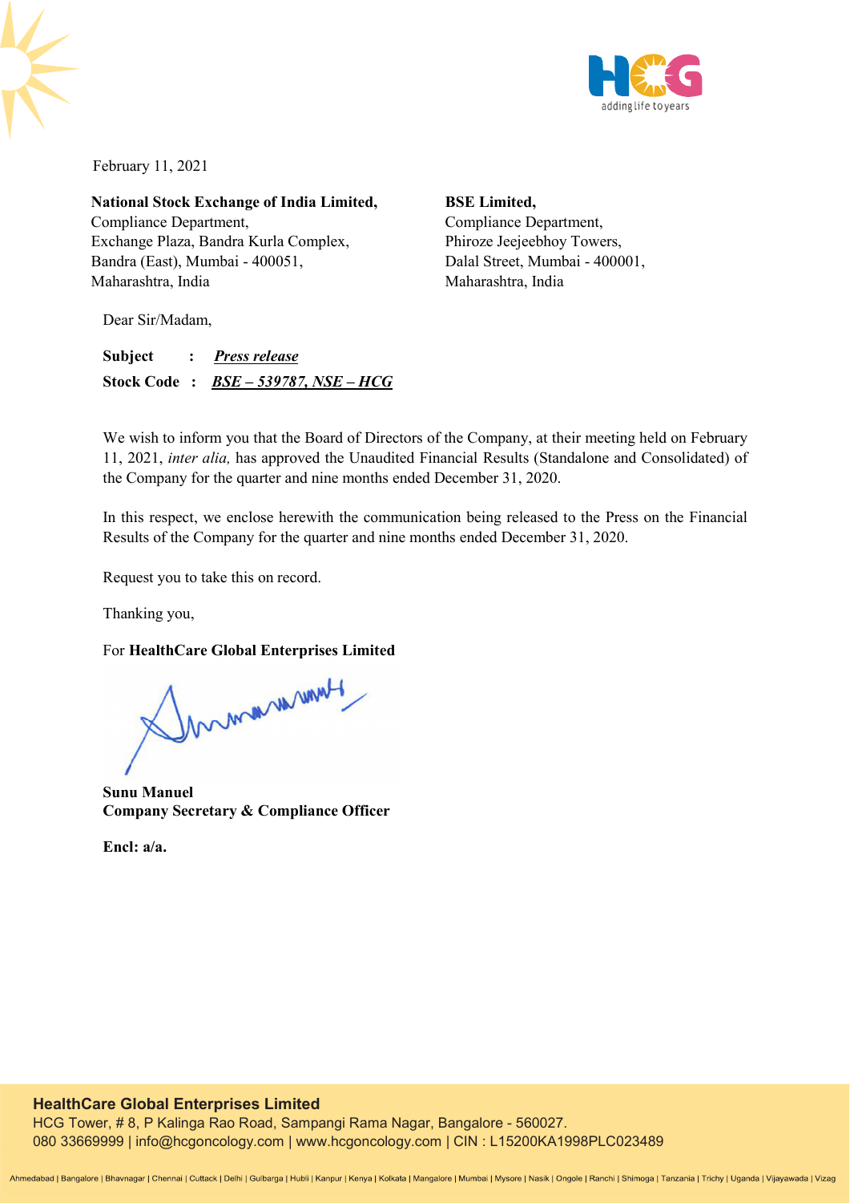February 11, 2021

**National Stock Exchange of India Limited,**
Compliance Department,
Exchange Plaza, Bandra Kurla Complex,
Bandra (East), Mumbai - 400051,
Maharashtra, India

**BSE Limited,**
Compliance Department,
Phiroze Jeejeebhoy Towers,
Dalal Street, Mumbai - 400001,
Maharashtra, India

Dear Sir/Madam,

**Subject : *Press release***
**Stock Code : *BSE – 539787, NSE – HCG***

We wish to inform you that the Board of Directors of the Company, at their meeting held on February 11, 2021, *inter alia,* has approved the Unaudited Financial Results (Standalone and Consolidated) of the Company for the quarter and nine months ended December 31, 2020.

In this respect, we enclose herewith the communication being released to the Press on the Financial Results of the Company for the quarter and nine months ended December 31, 2020.

Request you to take this on record.

Thanking you,

For **HealthCare Global Enterprises Limited**

**Sunu Manuel**
**Company Secretary & Compliance Officer**

**Encl: a/a.**

**HealthCare Global Enterprises Limited**
HCG Tower, # 8, P Kalinga Rao Road, Sampangi Rama Nagar, Bangalore - 560027.
080 33669999 | info@hcgoncology.com | www.hcgoncology.com | CIN : L15200KA1998PLC023489

Ahmedabad | Bangalore | Bhavnagar | Chennai | Cuttack | Delhi | Gulbarga | Hubli | Kanpur | Kenya | Kolkata | Mangalore | Mumbai | Mysore | Nasik | Ongole | Ranchi | Shimoga | Tanzania | Trichy | Uganda | Vijayawada | Vizag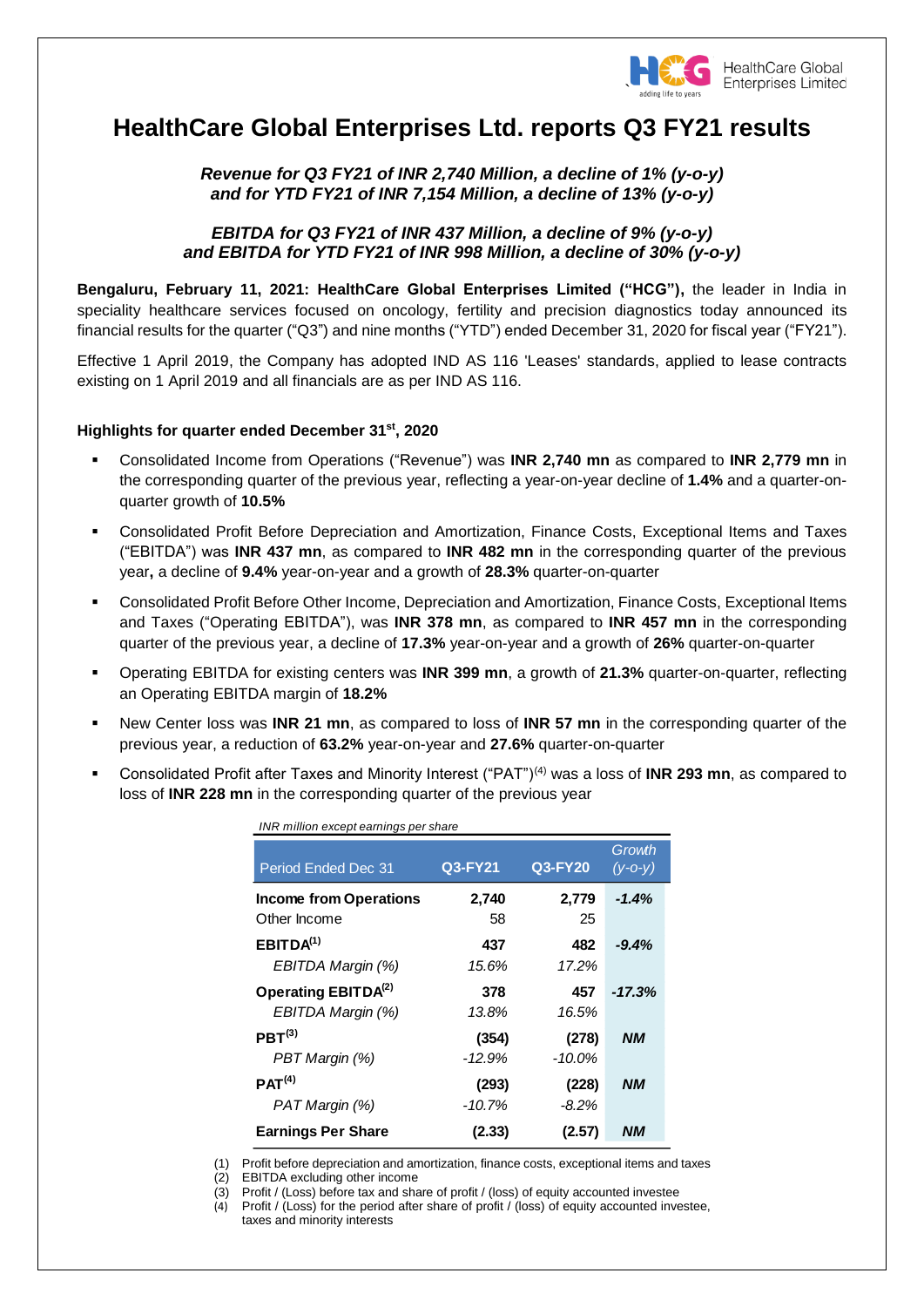# HealthCare Global Enterprises Ltd. reports Q3 FY21 results

***Revenue for Q3 FY21 of INR 2,740 Million, a decline of 1% (y-o-y) and for YTD FY21 of INR 7,154 Million, a decline of 13% (y-o-y)***

***EBITDA for Q3 FY21 of INR 437 Million, a decline of 9% (y-o-y) and EBITDA for YTD FY21 of INR 998 Million, a decline of 30% (y-o-y)***

**Bengaluru, February 11, 2021: HealthCare Global Enterprises Limited ("HCG"),** the leader in India in speciality healthcare services focused on oncology, fertility and precision diagnostics today announced its financial results for the quarter ("Q3") and nine months ("YTD") ended December 31, 2020 for fiscal year ("FY21").

Effective 1 April 2019, the Company has adopted IND AS 116 'Leases' standards, applied to lease contracts existing on 1 April 2019 and all financials are as per IND AS 116.

**Highlights for quarter ended December 31st, 2020**

- Consolidated Income from Operations ("Revenue") was **INR 2,740 mn** as compared to **INR 2,779 mn** in the corresponding quarter of the previous year, reflecting a year-on-year decline of **1.4%** and a quarter-on-quarter growth of **10.5%**
- Consolidated Profit Before Depreciation and Amortization, Finance Costs, Exceptional Items and Taxes ("EBITDA") was **INR 437 mn**, as compared to **INR 482 mn** in the corresponding quarter of the previous year**,** a decline of **9.4%** year-on-year and a growth of **28.3%** quarter-on-quarter
- Consolidated Profit Before Other Income, Depreciation and Amortization, Finance Costs, Exceptional Items and Taxes ("Operating EBITDA"), was **INR 378 mn**, as compared to **INR 457 mn** in the corresponding quarter of the previous year, a decline of **17.3%** year-on-year and a growth of **26%** quarter-on-quarter
- Operating EBITDA for existing centers was **INR 399 mn**, a growth of **21.3%** quarter-on-quarter, reflecting an Operating EBITDA margin of **18.2%**
- New Center loss was **INR 21 mn**, as compared to loss of **INR 57 mn** in the corresponding quarter of the previous year, a reduction of **63.2%** year-on-year and **27.6%** quarter-on-quarter
- Consolidated Profit after Taxes and Minority Interest ("PAT")(4) was a loss of **INR 293 mn**, as compared to loss of **INR 228 mn** in the corresponding quarter of the previous year

*INR million except earnings per share*

| Period Ended Dec 31 | Q3-FY21 | Q3-FY20 | *Growth (y-o-y)* |
|---|---|---|---|
| **Income from Operations** | **2,740** | **2,779** | ***-1.4%*** |
| Other Income | 58 | 25 | |
| **EBITDA(1)** | **437** | **482** | ***-9.4%*** |
| *EBITDA Margin (%)* | *15.6%* | *17.2%* | |
| **Operating EBITDA(2)** | **378** | **457** | ***-17.3%*** |
| *EBITDA Margin (%)* | *13.8%* | *16.5%* | |
| **PBT(3)** | **(354)** | **(278)** | ***NM*** |
| *PBT Margin (%)* | *-12.9%* | *-10.0%* | |
| **PAT(4)** | **(293)** | **(228)** | ***NM*** |
| *PAT Margin (%)* | *-10.7%* | *-8.2%* | |
| **Earnings Per Share** | **(2.33)** | **(2.57)** | ***NM*** |

(1) Profit before depreciation and amortization, finance costs, exceptional items and taxes
(2) EBITDA excluding other income
(3) Profit / (Loss) before tax and share of profit / (loss) of equity accounted investee
(4) Profit / (Loss) for the period after share of profit / (loss) of equity accounted investee, taxes and minority interests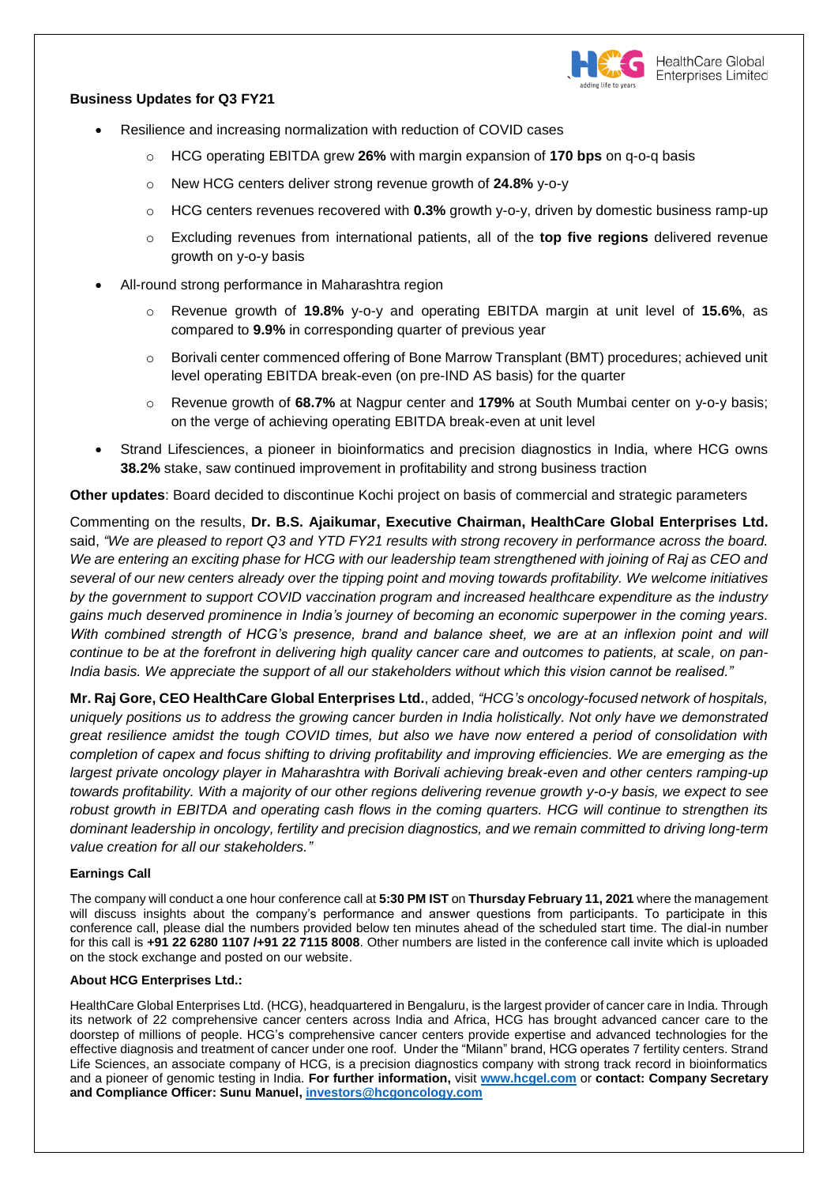### Business Updates for Q3 FY21

- Resilience and increasing normalization with reduction of COVID cases
  - HCG operating EBITDA grew **26%** with margin expansion of **170 bps** on q-o-q basis
  - New HCG centers deliver strong revenue growth of **24.8%** y-o-y
  - HCG centers revenues recovered with **0.3%** growth y-o-y, driven by domestic business ramp-up
  - Excluding revenues from international patients, all of the **top five regions** delivered revenue growth on y-o-y basis
- All-round strong performance in Maharashtra region
  - Revenue growth of **19.8%** y-o-y and operating EBITDA margin at unit level of **15.6%**, as compared to **9.9%** in corresponding quarter of previous year
  - Borivali center commenced offering of Bone Marrow Transplant (BMT) procedures; achieved unit level operating EBITDA break-even (on pre-IND AS basis) for the quarter
  - Revenue growth of **68.7%** at Nagpur center and **179%** at South Mumbai center on y-o-y basis; on the verge of achieving operating EBITDA break-even at unit level
- Strand Lifesciences, a pioneer in bioinformatics and precision diagnostics in India, where HCG owns **38.2%** stake, saw continued improvement in profitability and strong business traction

**Other updates**: Board decided to discontinue Kochi project on basis of commercial and strategic parameters

Commenting on the results, **Dr. B.S. Ajaikumar, Executive Chairman, HealthCare Global Enterprises Ltd.** said, *"We are pleased to report Q3 and YTD FY21 results with strong recovery in performance across the board. We are entering an exciting phase for HCG with our leadership team strengthened with joining of Raj as CEO and several of our new centers already over the tipping point and moving towards profitability. We welcome initiatives by the government to support COVID vaccination program and increased healthcare expenditure as the industry gains much deserved prominence in India's journey of becoming an economic superpower in the coming years. With combined strength of HCG's presence, brand and balance sheet, we are at an inflexion point and will continue to be at the forefront in delivering high quality cancer care and outcomes to patients, at scale, on pan-India basis. We appreciate the support of all our stakeholders without which this vision cannot be realised."*

**Mr. Raj Gore, CEO HealthCare Global Enterprises Ltd.**, added, *"HCG's oncology-focused network of hospitals, uniquely positions us to address the growing cancer burden in India holistically. Not only have we demonstrated great resilience amidst the tough COVID times, but also we have now entered a period of consolidation with completion of capex and focus shifting to driving profitability and improving efficiencies. We are emerging as the largest private oncology player in Maharashtra with Borivali achieving break-even and other centers ramping-up towards profitability. With a majority of our other regions delivering revenue growth y-o-y basis, we expect to see robust growth in EBITDA and operating cash flows in the coming quarters. HCG will continue to strengthen its dominant leadership in oncology, fertility and precision diagnostics, and we remain committed to driving long-term value creation for all our stakeholders."*

#### Earnings Call

The company will conduct a one hour conference call at **5:30 PM IST** on **Thursday February 11, 2021** where the management will discuss insights about the company's performance and answer questions from participants. To participate in this conference call, please dial the numbers provided below ten minutes ahead of the scheduled start time. The dial-in number for this call is **+91 22 6280 1107 /+91 22 7115 8008**. Other numbers are listed in the conference call invite which is uploaded on the stock exchange and posted on our website.

#### About HCG Enterprises Ltd.:

HealthCare Global Enterprises Ltd. (HCG), headquartered in Bengaluru, is the largest provider of cancer care in India. Through its network of 22 comprehensive cancer centers across India and Africa, HCG has brought advanced cancer care to the doorstep of millions of people. HCG's comprehensive cancer centers provide expertise and advanced technologies for the effective diagnosis and treatment of cancer under one roof. Under the "Milann" brand, HCG operates 7 fertility centers. Strand Life Sciences, an associate company of HCG, is a precision diagnostics company with strong track record in bioinformatics and a pioneer of genomic testing in India. **For further information,** visit **[www.hcgel.com](http://www.hcgel.com)** or **contact: Company Secretary and Compliance Officer: Sunu Manuel, [investors@hcgoncology.com](mailto:investors@hcgoncology.com)**